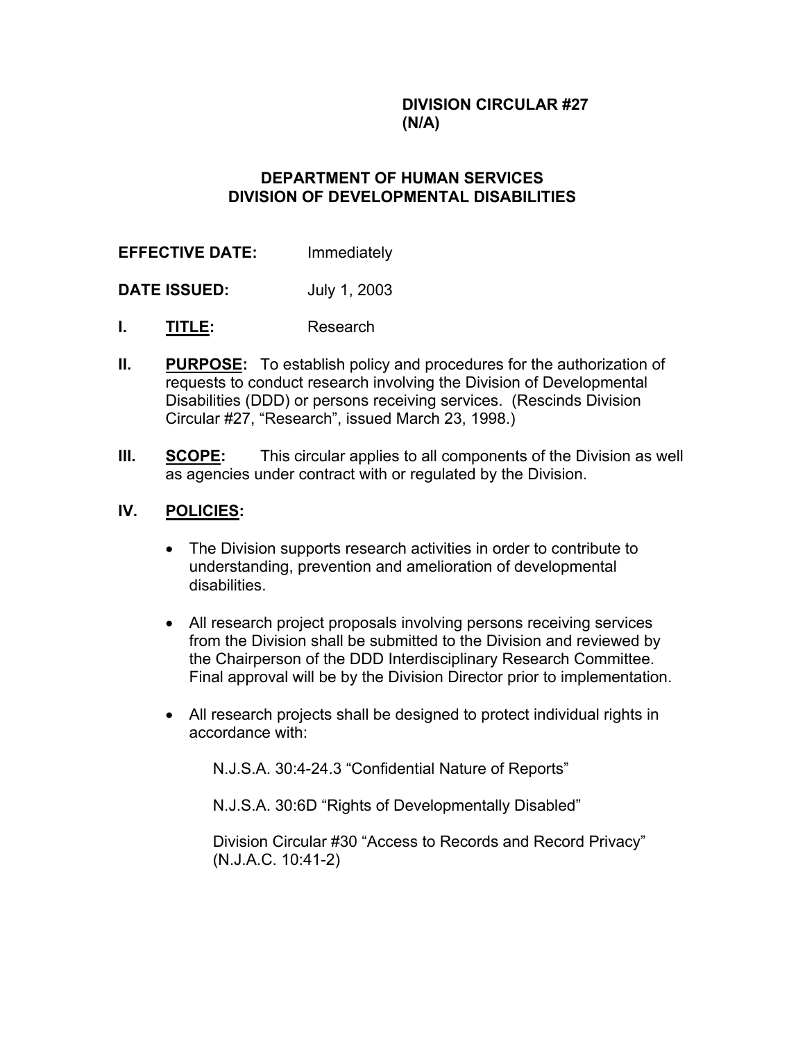**DIVISION CIRCULAR #27**
**(N/A)**

# DEPARTMENT OF HUMAN SERVICES
# DIVISION OF DEVELOPMENTAL DISABILITIES

**EFFECTIVE DATE:** Immediately

**DATE ISSUED:** July 1, 2003

**I. TITLE:** Research

**II. PURPOSE:** To establish policy and procedures for the authorization of requests to conduct research involving the Division of Developmental Disabilities (DDD) or persons receiving services. (Rescinds Division Circular #27, "Research", issued March 23, 1998.)

**III. SCOPE:** This circular applies to all components of the Division as well as agencies under contract with or regulated by the Division.

**IV. POLICIES:**

- The Division supports research activities in order to contribute to understanding, prevention and amelioration of developmental disabilities.

- All research project proposals involving persons receiving services from the Division shall be submitted to the Division and reviewed by the Chairperson of the DDD Interdisciplinary Research Committee. Final approval will be by the Division Director prior to implementation.

- All research projects shall be designed to protect individual rights in accordance with:

  N.J.S.A. 30:4-24.3 "Confidential Nature of Reports"

  N.J.S.A. 30:6D "Rights of Developmentally Disabled"

  Division Circular #30 "Access to Records and Record Privacy" (N.J.A.C. 10:41-2)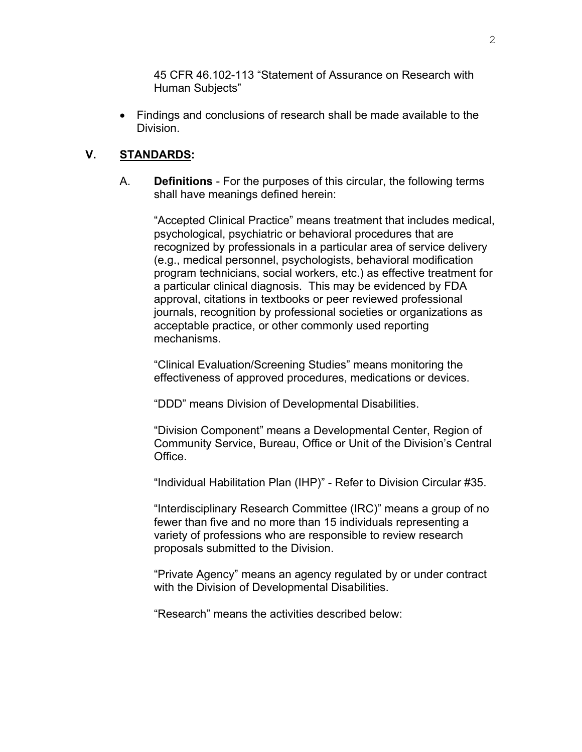45 CFR 46.102-113 "Statement of Assurance on Research with Human Subjects"

- Findings and conclusions of research shall be made available to the Division.

## V. STANDARDS:

A. **Definitions** - For the purposes of this circular, the following terms shall have meanings defined herein:

"Accepted Clinical Practice" means treatment that includes medical, psychological, psychiatric or behavioral procedures that are recognized by professionals in a particular area of service delivery (e.g., medical personnel, psychologists, behavioral modification program technicians, social workers, etc.) as effective treatment for a particular clinical diagnosis. This may be evidenced by FDA approval, citations in textbooks or peer reviewed professional journals, recognition by professional societies or organizations as acceptable practice, or other commonly used reporting mechanisms.

"Clinical Evaluation/Screening Studies" means monitoring the effectiveness of approved procedures, medications or devices.

"DDD" means Division of Developmental Disabilities.

"Division Component" means a Developmental Center, Region of Community Service, Bureau, Office or Unit of the Division's Central Office.

"Individual Habilitation Plan (IHP)" - Refer to Division Circular #35.

"Interdisciplinary Research Committee (IRC)" means a group of no fewer than five and no more than 15 individuals representing a variety of professions who are responsible to review research proposals submitted to the Division.

"Private Agency" means an agency regulated by or under contract with the Division of Developmental Disabilities.

"Research" means the activities described below: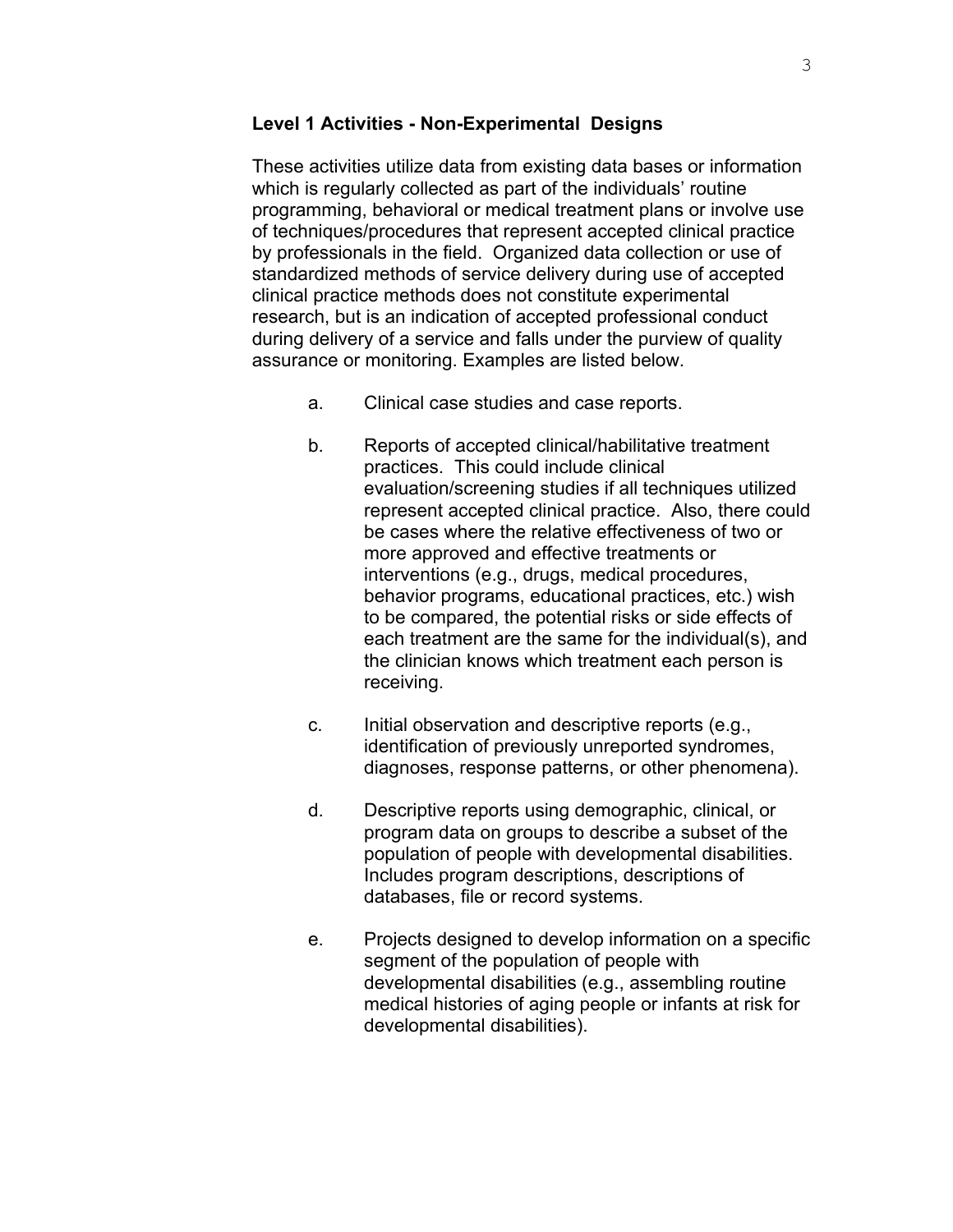**Level 1 Activities - Non-Experimental Designs**

These activities utilize data from existing data bases or information which is regularly collected as part of the individuals' routine programming, behavioral or medical treatment plans or involve use of techniques/procedures that represent accepted clinical practice by professionals in the field. Organized data collection or use of standardized methods of service delivery during use of accepted clinical practice methods does not constitute experimental research, but is an indication of accepted professional conduct during delivery of a service and falls under the purview of quality assurance or monitoring. Examples are listed below.

a. Clinical case studies and case reports.

b. Reports of accepted clinical/habilitative treatment practices. This could include clinical evaluation/screening studies if all techniques utilized represent accepted clinical practice. Also, there could be cases where the relative effectiveness of two or more approved and effective treatments or interventions (e.g., drugs, medical procedures, behavior programs, educational practices, etc.) wish to be compared, the potential risks or side effects of each treatment are the same for the individual(s), and the clinician knows which treatment each person is receiving.

c. Initial observation and descriptive reports (e.g., identification of previously unreported syndromes, diagnoses, response patterns, or other phenomena).

d. Descriptive reports using demographic, clinical, or program data on groups to describe a subset of the population of people with developmental disabilities. Includes program descriptions, descriptions of databases, file or record systems.

e. Projects designed to develop information on a specific segment of the population of people with developmental disabilities (e.g., assembling routine medical histories of aging people or infants at risk for developmental disabilities).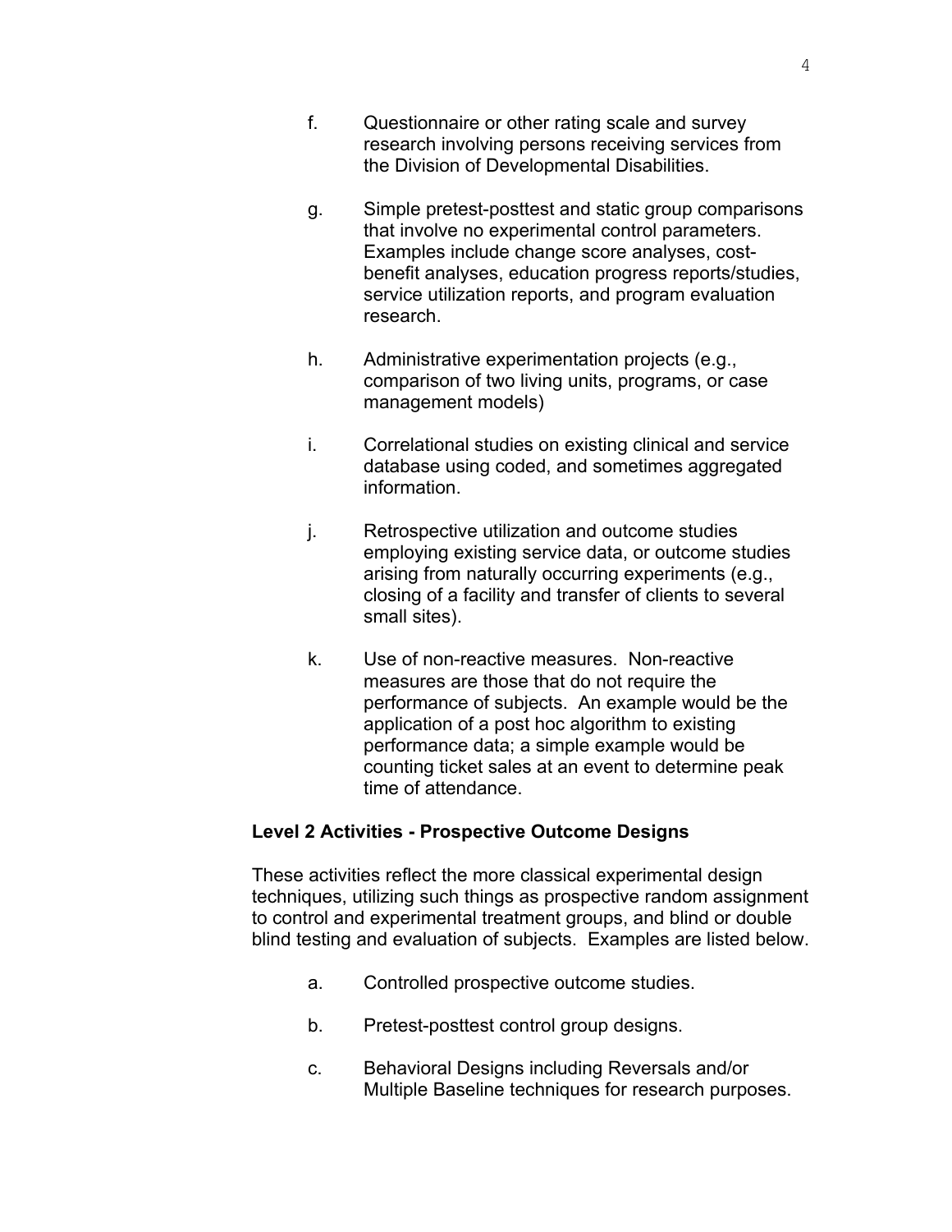f. Questionnaire or other rating scale and survey research involving persons receiving services from the Division of Developmental Disabilities.

g. Simple pretest-posttest and static group comparisons that involve no experimental control parameters. Examples include change score analyses, cost-benefit analyses, education progress reports/studies, service utilization reports, and program evaluation research.

h. Administrative experimentation projects (e.g., comparison of two living units, programs, or case management models)

i. Correlational studies on existing clinical and service database using coded, and sometimes aggregated information.

j. Retrospective utilization and outcome studies employing existing service data, or outcome studies arising from naturally occurring experiments (e.g., closing of a facility and transfer of clients to several small sites).

k. Use of non-reactive measures. Non-reactive measures are those that do not require the performance of subjects. An example would be the application of a post hoc algorithm to existing performance data; a simple example would be counting ticket sales at an event to determine peak time of attendance.

**Level 2 Activities - Prospective Outcome Designs**

These activities reflect the more classical experimental design techniques, utilizing such things as prospective random assignment to control and experimental treatment groups, and blind or double blind testing and evaluation of subjects. Examples are listed below.

a. Controlled prospective outcome studies.

b. Pretest-posttest control group designs.

c. Behavioral Designs including Reversals and/or Multiple Baseline techniques for research purposes.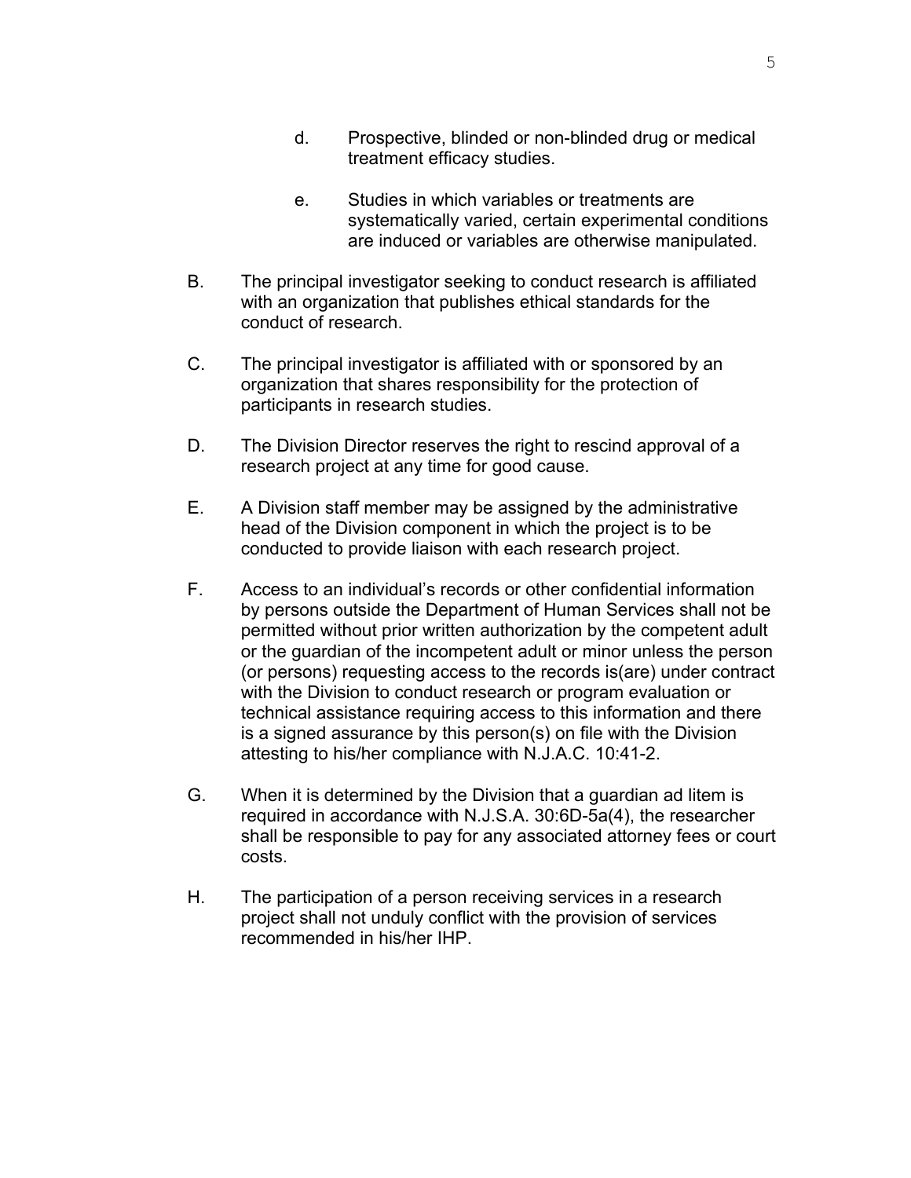d. Prospective, blinded or non-blinded drug or medical treatment efficacy studies.

   e. Studies in which variables or treatments are systematically varied, certain experimental conditions are induced or variables are otherwise manipulated.

B. The principal investigator seeking to conduct research is affiliated with an organization that publishes ethical standards for the conduct of research.

C. The principal investigator is affiliated with or sponsored by an organization that shares responsibility for the protection of participants in research studies.

D. The Division Director reserves the right to rescind approval of a research project at any time for good cause.

E. A Division staff member may be assigned by the administrative head of the Division component in which the project is to be conducted to provide liaison with each research project.

F. Access to an individual's records or other confidential information by persons outside the Department of Human Services shall not be permitted without prior written authorization by the competent adult or the guardian of the incompetent adult or minor unless the person (or persons) requesting access to the records is(are) under contract with the Division to conduct research or program evaluation or technical assistance requiring access to this information and there is a signed assurance by this person(s) on file with the Division attesting to his/her compliance with N.J.A.C. 10:41-2.

G. When it is determined by the Division that a guardian ad litem is required in accordance with N.J.S.A. 30:6D-5a(4), the researcher shall be responsible to pay for any associated attorney fees or court costs.

H. The participation of a person receiving services in a research project shall not unduly conflict with the provision of services recommended in his/her IHP.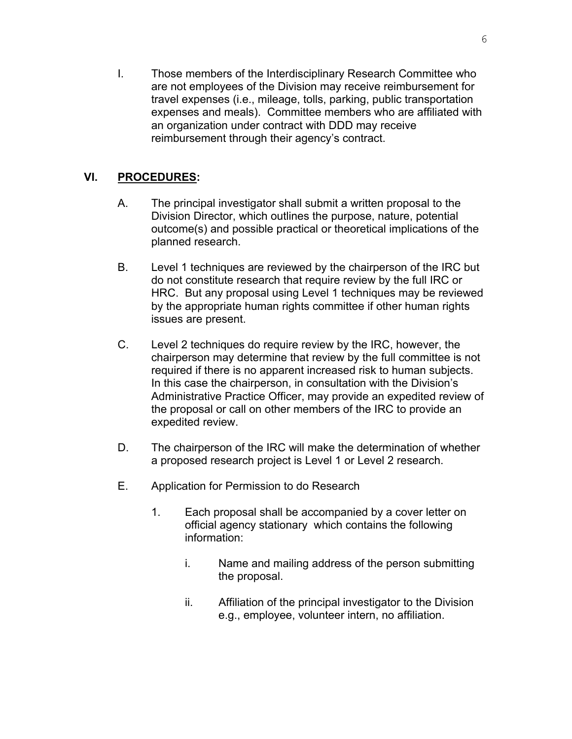I. Those members of the Interdisciplinary Research Committee who are not employees of the Division may receive reimbursement for travel expenses (i.e., mileage, tolls, parking, public transportation expenses and meals). Committee members who are affiliated with an organization under contract with DDD may receive reimbursement through their agency's contract.

## VI. PROCEDURES:

A. The principal investigator shall submit a written proposal to the Division Director, which outlines the purpose, nature, potential outcome(s) and possible practical or theoretical implications of the planned research.

B. Level 1 techniques are reviewed by the chairperson of the IRC but do not constitute research that require review by the full IRC or HRC. But any proposal using Level 1 techniques may be reviewed by the appropriate human rights committee if other human rights issues are present.

C. Level 2 techniques do require review by the IRC, however, the chairperson may determine that review by the full committee is not required if there is no apparent increased risk to human subjects. In this case the chairperson, in consultation with the Division's Administrative Practice Officer, may provide an expedited review of the proposal or call on other members of the IRC to provide an expedited review.

D. The chairperson of the IRC will make the determination of whether a proposed research project is Level 1 or Level 2 research.

E. Application for Permission to do Research

1. Each proposal shall be accompanied by a cover letter on official agency stationary which contains the following information:

    i. Name and mailing address of the person submitting the proposal.

    ii. Affiliation of the principal investigator to the Division e.g., employee, volunteer intern, no affiliation.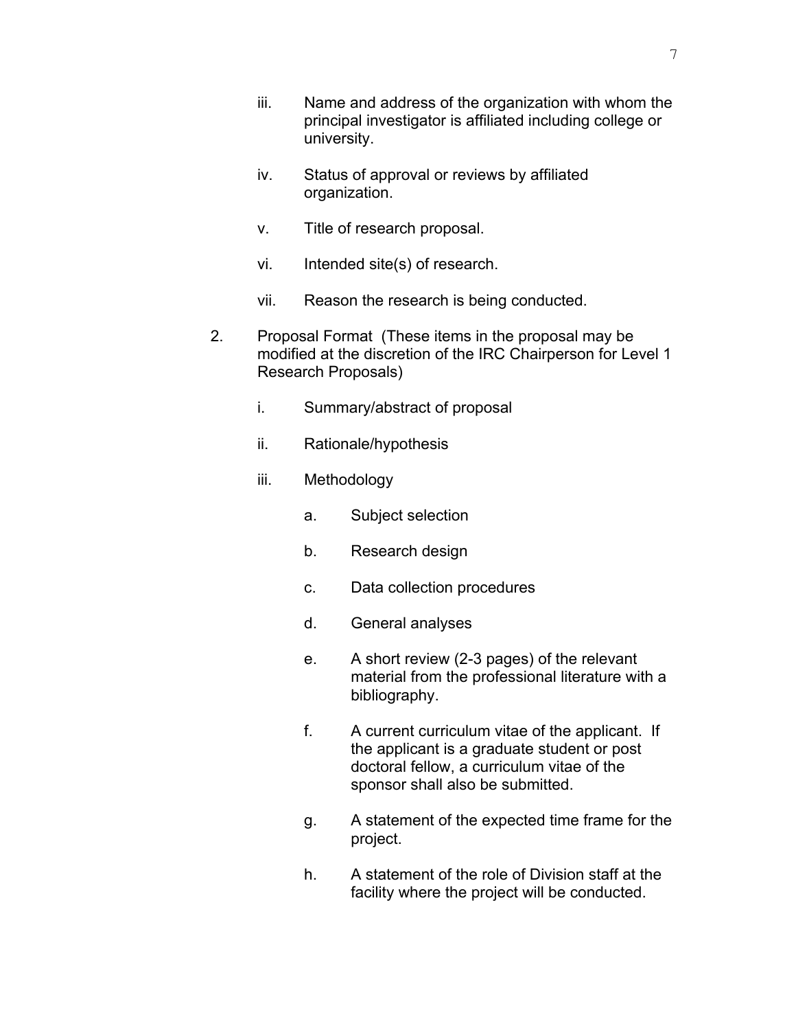iii. Name and address of the organization with whom the principal investigator is affiliated including college or university.

iv. Status of approval or reviews by affiliated organization.

v. Title of research proposal.

vi. Intended site(s) of research.

vii. Reason the research is being conducted.

2. Proposal Format (These items in the proposal may be modified at the discretion of the IRC Chairperson for Level 1 Research Proposals)

   i. Summary/abstract of proposal

   ii. Rationale/hypothesis

   iii. Methodology

      a. Subject selection

      b. Research design

      c. Data collection procedures

      d. General analyses

      e. A short review (2-3 pages) of the relevant material from the professional literature with a bibliography.

      f. A current curriculum vitae of the applicant. If the applicant is a graduate student or post doctoral fellow, a curriculum vitae of the sponsor shall also be submitted.

      g. A statement of the expected time frame for the project.

      h. A statement of the role of Division staff at the facility where the project will be conducted.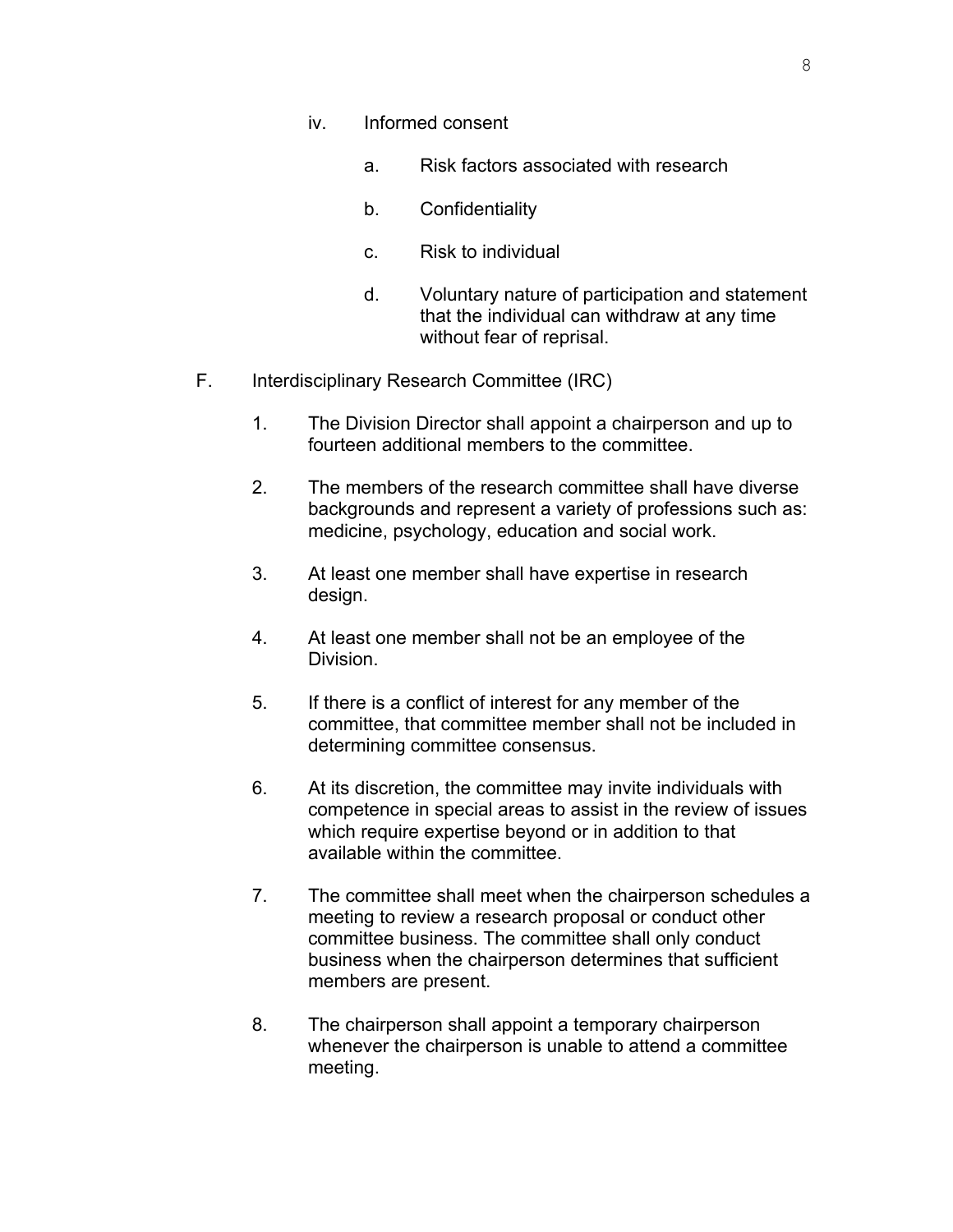iv. Informed consent

a. Risk factors associated with research

b. Confidentiality

c. Risk to individual

d. Voluntary nature of participation and statement that the individual can withdraw at any time without fear of reprisal.

F. Interdisciplinary Research Committee (IRC)

1. The Division Director shall appoint a chairperson and up to fourteen additional members to the committee.

2. The members of the research committee shall have diverse backgrounds and represent a variety of professions such as: medicine, psychology, education and social work.

3. At least one member shall have expertise in research design.

4. At least one member shall not be an employee of the Division.

5. If there is a conflict of interest for any member of the committee, that committee member shall not be included in determining committee consensus.

6. At its discretion, the committee may invite individuals with competence in special areas to assist in the review of issues which require expertise beyond or in addition to that available within the committee.

7. The committee shall meet when the chairperson schedules a meeting to review a research proposal or conduct other committee business. The committee shall only conduct business when the chairperson determines that sufficient members are present.

8. The chairperson shall appoint a temporary chairperson whenever the chairperson is unable to attend a committee meeting.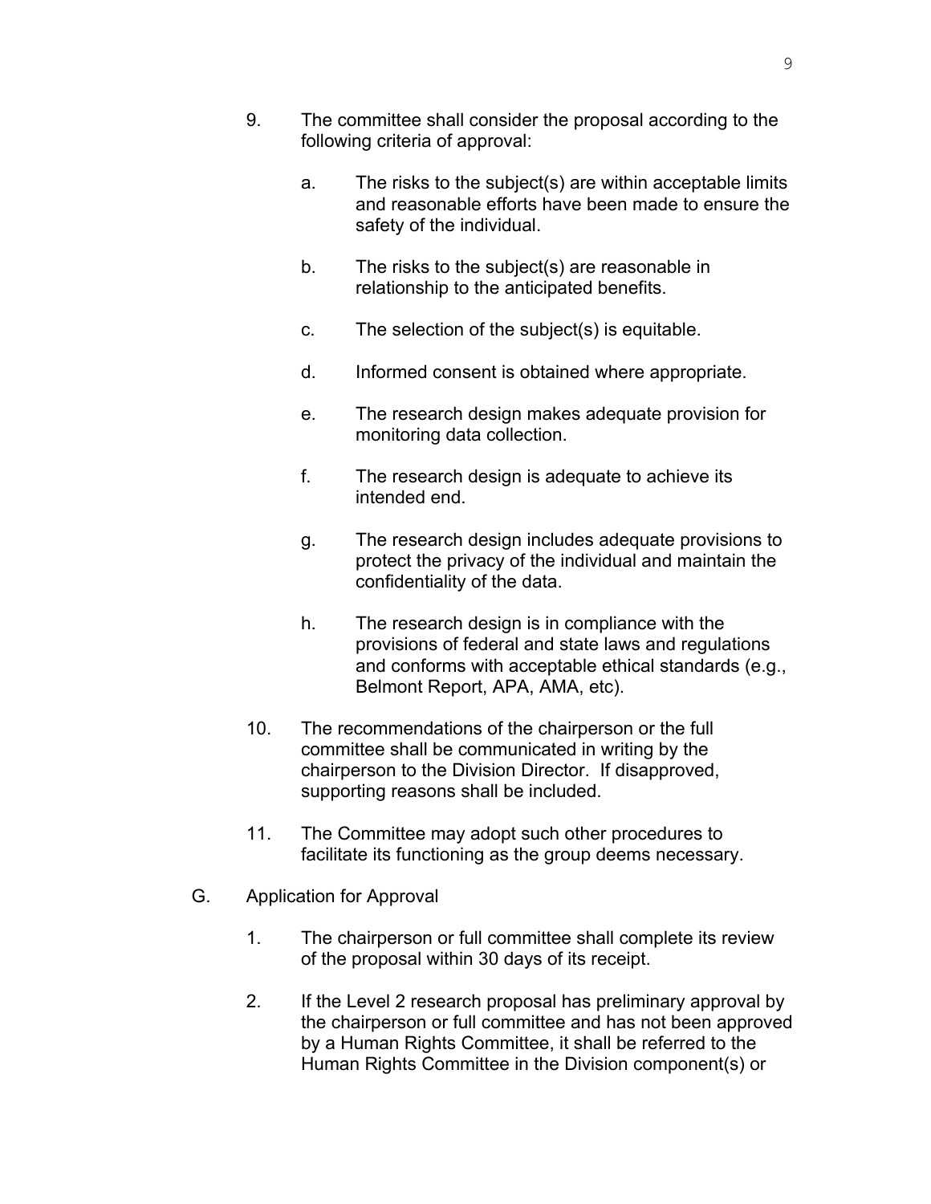9. The committee shall consider the proposal according to the following criteria of approval:

   a. The risks to the subject(s) are within acceptable limits and reasonable efforts have been made to ensure the safety of the individual.

   b. The risks to the subject(s) are reasonable in relationship to the anticipated benefits.

   c. The selection of the subject(s) is equitable.

   d. Informed consent is obtained where appropriate.

   e. The research design makes adequate provision for monitoring data collection.

   f. The research design is adequate to achieve its intended end.

   g. The research design includes adequate provisions to protect the privacy of the individual and maintain the confidentiality of the data.

   h. The research design is in compliance with the provisions of federal and state laws and regulations and conforms with acceptable ethical standards (e.g., Belmont Report, APA, AMA, etc).

10. The recommendations of the chairperson or the full committee shall be communicated in writing by the chairperson to the Division Director. If disapproved, supporting reasons shall be included.

11. The Committee may adopt such other procedures to facilitate its functioning as the group deems necessary.

G. Application for Approval

1. The chairperson or full committee shall complete its review of the proposal within 30 days of its receipt.

2. If the Level 2 research proposal has preliminary approval by the chairperson or full committee and has not been approved by a Human Rights Committee, it shall be referred to the Human Rights Committee in the Division component(s) or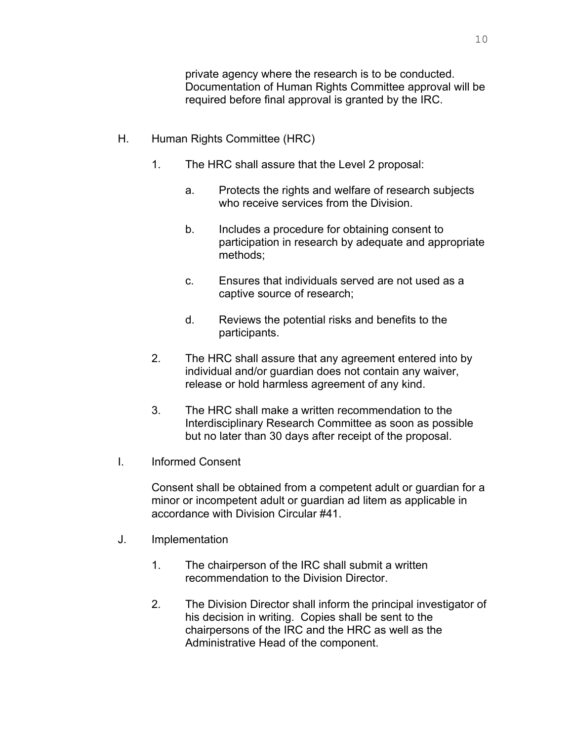private agency where the research is to be conducted. Documentation of Human Rights Committee approval will be required before final approval is granted by the IRC.

H. Human Rights Committee (HRC)

1. The HRC shall assure that the Level 2 proposal:

   a. Protects the rights and welfare of research subjects who receive services from the Division.

   b. Includes a procedure for obtaining consent to participation in research by adequate and appropriate methods;

   c. Ensures that individuals served are not used as a captive source of research;

   d. Reviews the potential risks and benefits to the participants.

2. The HRC shall assure that any agreement entered into by individual and/or guardian does not contain any waiver, release or hold harmless agreement of any kind.

3. The HRC shall make a written recommendation to the Interdisciplinary Research Committee as soon as possible but no later than 30 days after receipt of the proposal.

I. Informed Consent

Consent shall be obtained from a competent adult or guardian for a minor or incompetent adult or guardian ad litem as applicable in accordance with Division Circular #41.

J. Implementation

1. The chairperson of the IRC shall submit a written recommendation to the Division Director.

2. The Division Director shall inform the principal investigator of his decision in writing. Copies shall be sent to the chairpersons of the IRC and the HRC as well as the Administrative Head of the component.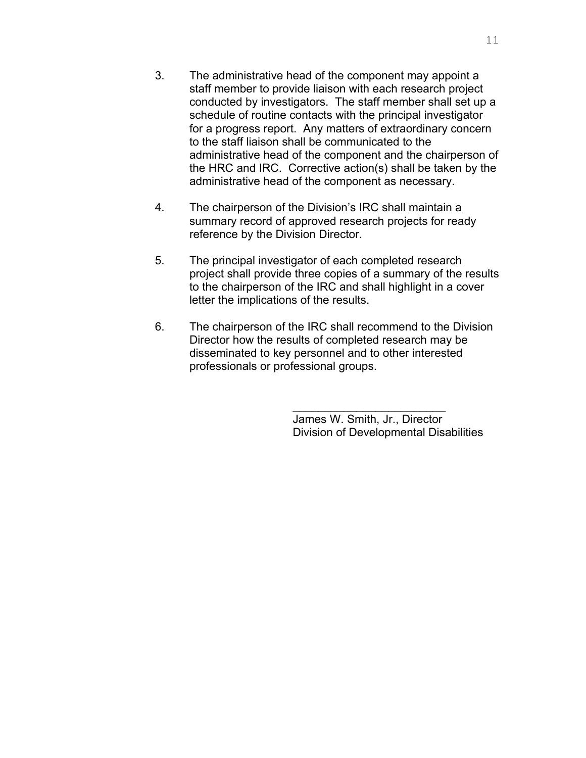3. The administrative head of the component may appoint a staff member to provide liaison with each research project conducted by investigators. The staff member shall set up a schedule of routine contacts with the principal investigator for a progress report. Any matters of extraordinary concern to the staff liaison shall be communicated to the administrative head of the component and the chairperson of the HRC and IRC. Corrective action(s) shall be taken by the administrative head of the component as necessary.

4. The chairperson of the Division's IRC shall maintain a summary record of approved research projects for ready reference by the Division Director.

5. The principal investigator of each completed research project shall provide three copies of a summary of the results to the chairperson of the IRC and shall highlight in a cover letter the implications of the results.

6. The chairperson of the IRC shall recommend to the Division Director how the results of completed research may be disseminated to key personnel and to other interested professionals or professional groups.

\_\_\_\_\_\_\_\_\_\_\_\_\_\_\_\_\_\_\_\_\_\_\_\_\_

James W. Smith, Jr., Director
Division of Developmental Disabilities